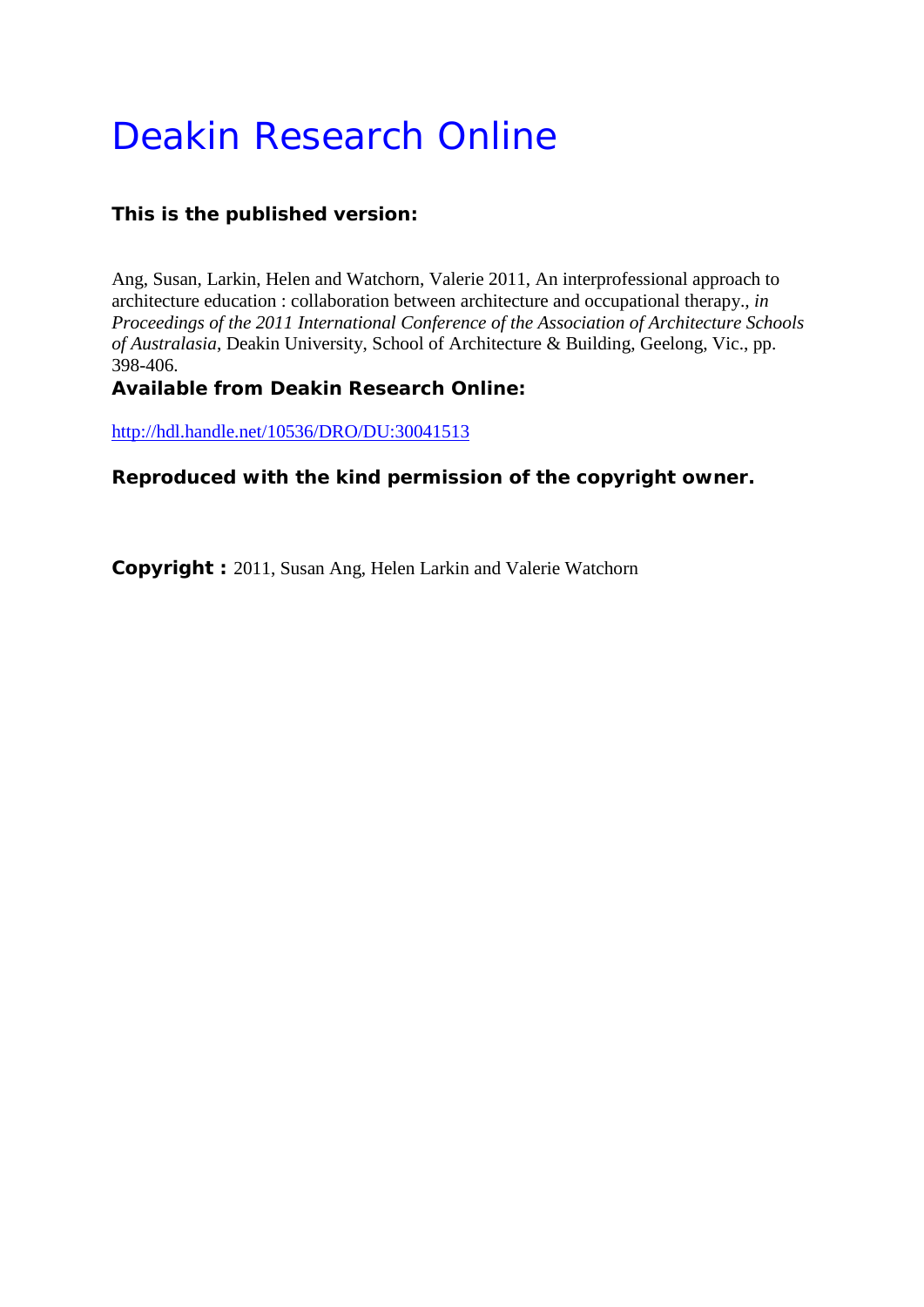# Deakin Research Online

**This is the published version:**

Ang, Susan, Larkin, Helen and Watchorn, Valerie 2011, An interprofessional approach to architecture education : collaboration between architecture and occupational therapy., *in Proceedings of the 2011 International Conference of the Association of Architecture Schools of Australasia*, Deakin University, School of Architecture & Building, Geelong, Vic., pp. 398-406.

**Available from Deakin Research Online:**

http://hdl.handle.net/10536/DRO/DU:30041513

**Reproduced with the kind permission of the copyright owner.**

**Copyright :** 2011, Susan Ang, Helen Larkin and Valerie Watchorn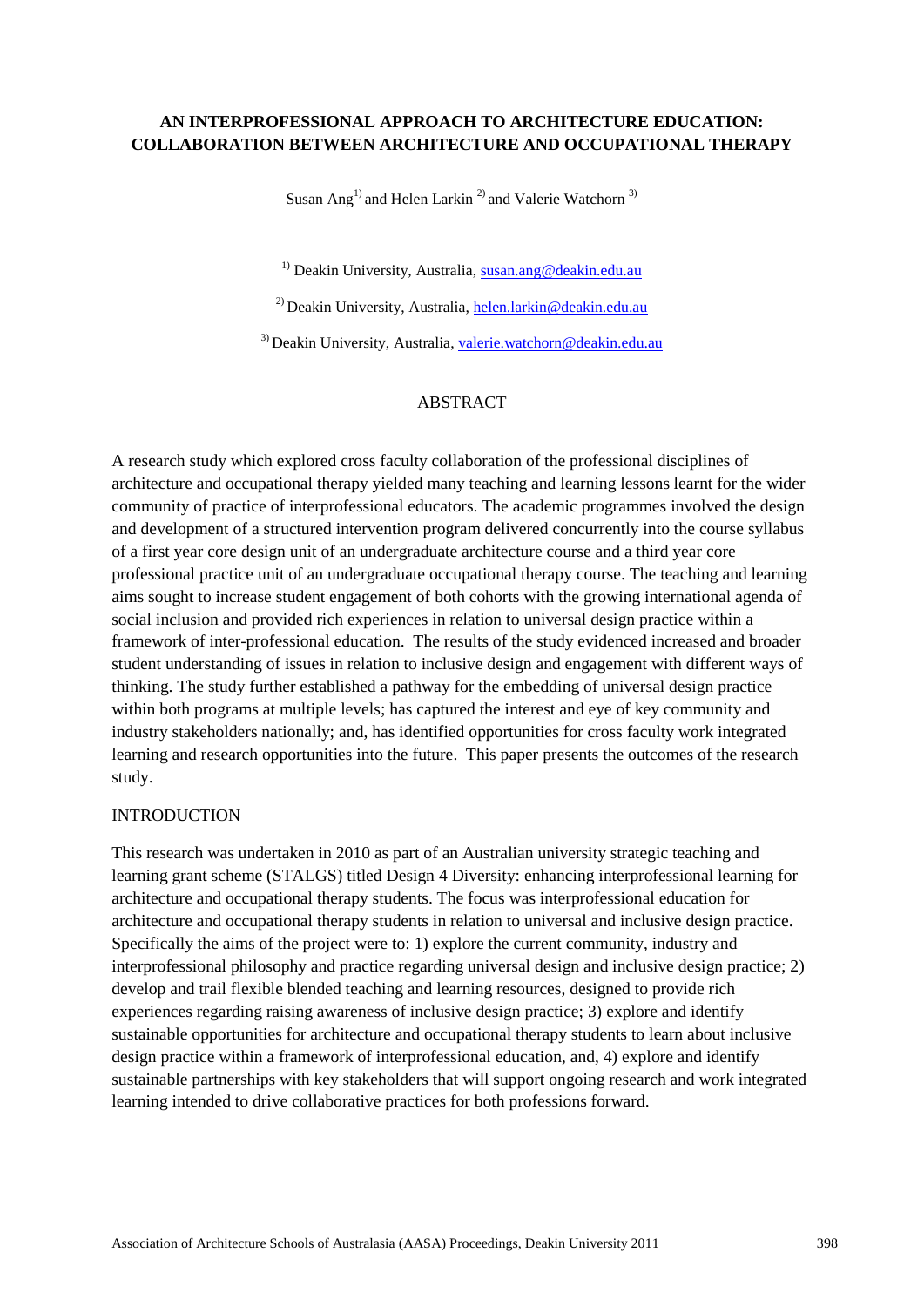# AN INTERPROFESSIONAL APPROACH TO ARCHITECTURE EDUCATION: COLLABORATION BETWEEN ARCHITECTURE AND OCCUPATIONAL THERAPY

Susan Ang[1] and Helen Larkin [2] and Valerie Watchorn [3]

[1] Deakin University, Australia, susan.ang@deakin.edu.au

[2] Deakin University, Australia, helen.larkin@deakin.edu.au

[3] Deakin University, Australia, valerie.watchorn@deakin.edu.au

## ABSTRACT

A research study which explored cross faculty collaboration of the professional disciplines of architecture and occupational therapy yielded many teaching and learning lessons learnt for the wider community of practice of interprofessional educators. The academic programmes involved the design and development of a structured intervention program delivered concurrently into the course syllabus of a first year core design unit of an undergraduate architecture course and a third year core professional practice unit of an undergraduate occupational therapy course. The teaching and learning aims sought to increase student engagement of both cohorts with the growing international agenda of social inclusion and provided rich experiences in relation to universal design practice within a framework of inter-professional education. The results of the study evidenced increased and broader student understanding of issues in relation to inclusive design and engagement with different ways of thinking. The study further established a pathway for the embedding of universal design practice within both programs at multiple levels; has captured the interest and eye of key community and industry stakeholders nationally; and, has identified opportunities for cross faculty work integrated learning and research opportunities into the future. This paper presents the outcomes of the research study.

## INTRODUCTION

This research was undertaken in 2010 as part of an Australian university strategic teaching and learning grant scheme (STALGS) titled Design 4 Diversity: enhancing interprofessional learning for architecture and occupational therapy students. The focus was interprofessional education for architecture and occupational therapy students in relation to universal and inclusive design practice. Specifically the aims of the project were to: 1) explore the current community, industry and interprofessional philosophy and practice regarding universal design and inclusive design practice; 2) develop and trail flexible blended teaching and learning resources, designed to provide rich experiences regarding raising awareness of inclusive design practice; 3) explore and identify sustainable opportunities for architecture and occupational therapy students to learn about inclusive design practice within a framework of interprofessional education, and, 4) explore and identify sustainable partnerships with key stakeholders that will support ongoing research and work integrated learning intended to drive collaborative practices for both professions forward.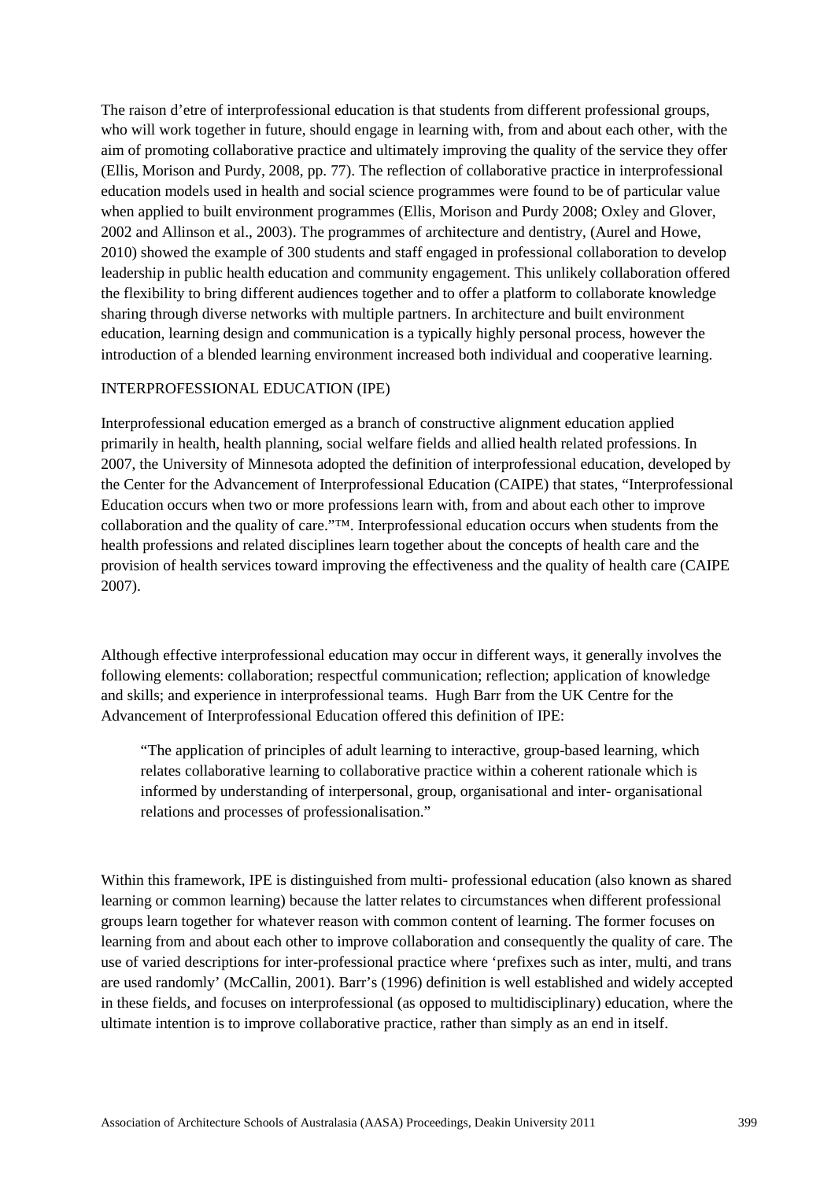The raison d'etre of interprofessional education is that students from different professional groups, who will work together in future, should engage in learning with, from and about each other, with the aim of promoting collaborative practice and ultimately improving the quality of the service they offer (Ellis, Morison and Purdy, 2008, pp. 77). The reflection of collaborative practice in interprofessional education models used in health and social science programmes were found to be of particular value when applied to built environment programmes (Ellis, Morison and Purdy 2008; Oxley and Glover, 2002 and Allinson et al., 2003). The programmes of architecture and dentistry, (Aurel and Howe, 2010) showed the example of 300 students and staff engaged in professional collaboration to develop leadership in public health education and community engagement. This unlikely collaboration offered the flexibility to bring different audiences together and to offer a platform to collaborate knowledge sharing through diverse networks with multiple partners. In architecture and built environment education, learning design and communication is a typically highly personal process, however the introduction of a blended learning environment increased both individual and cooperative learning.

## INTERPROFESSIONAL EDUCATION (IPE)

Interprofessional education emerged as a branch of constructive alignment education applied primarily in health, health planning, social welfare fields and allied health related professions. In 2007, the University of Minnesota adopted the definition of interprofessional education, developed by the Center for the Advancement of Interprofessional Education (CAIPE) that states, "Interprofessional Education occurs when two or more professions learn with, from and about each other to improve collaboration and the quality of care."™. Interprofessional education occurs when students from the health professions and related disciplines learn together about the concepts of health care and the provision of health services toward improving the effectiveness and the quality of health care (CAIPE 2007).

Although effective interprofessional education may occur in different ways, it generally involves the following elements: collaboration; respectful communication; reflection; application of knowledge and skills; and experience in interprofessional teams. Hugh Barr from the UK Centre for the Advancement of Interprofessional Education offered this definition of IPE:

> "The application of principles of adult learning to interactive, group-based learning, which relates collaborative learning to collaborative practice within a coherent rationale which is informed by understanding of interpersonal, group, organisational and inter- organisational relations and processes of professionalisation."

Within this framework, IPE is distinguished from multi- professional education (also known as shared learning or common learning) because the latter relates to circumstances when different professional groups learn together for whatever reason with common content of learning. The former focuses on learning from and about each other to improve collaboration and consequently the quality of care. The use of varied descriptions for inter-professional practice where 'prefixes such as inter, multi, and trans are used randomly' (McCallin, 2001). Barr's (1996) definition is well established and widely accepted in these fields, and focuses on interprofessional (as opposed to multidisciplinary) education, where the ultimate intention is to improve collaborative practice, rather than simply as an end in itself.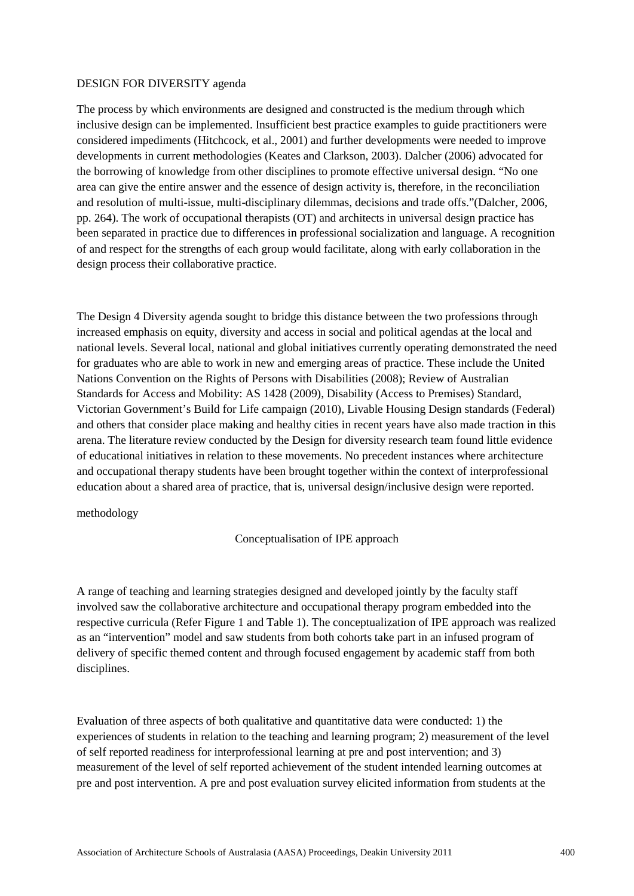## DESIGN FOR DIVERSITY agenda

The process by which environments are designed and constructed is the medium through which inclusive design can be implemented. Insufficient best practice examples to guide practitioners were considered impediments (Hitchcock, et al., 2001) and further developments were needed to improve developments in current methodologies (Keates and Clarkson, 2003). Dalcher (2006) advocated for the borrowing of knowledge from other disciplines to promote effective universal design. "No one area can give the entire answer and the essence of design activity is, therefore, in the reconciliation and resolution of multi-issue, multi-disciplinary dilemmas, decisions and trade offs."(Dalcher, 2006, pp. 264). The work of occupational therapists (OT) and architects in universal design practice has been separated in practice due to differences in professional socialization and language. A recognition of and respect for the strengths of each group would facilitate, along with early collaboration in the design process their collaborative practice.

The Design 4 Diversity agenda sought to bridge this distance between the two professions through increased emphasis on equity, diversity and access in social and political agendas at the local and national levels. Several local, national and global initiatives currently operating demonstrated the need for graduates who are able to work in new and emerging areas of practice. These include the United Nations Convention on the Rights of Persons with Disabilities (2008); Review of Australian Standards for Access and Mobility: AS 1428 (2009), Disability (Access to Premises) Standard, Victorian Government's Build for Life campaign (2010), Livable Housing Design standards (Federal) and others that consider place making and healthy cities in recent years have also made traction in this arena. The literature review conducted by the Design for diversity research team found little evidence of educational initiatives in relation to these movements. No precedent instances where architecture and occupational therapy students have been brought together within the context of interprofessional education about a shared area of practice, that is, universal design/inclusive design were reported.

## methodology

### Conceptualisation of IPE approach

A range of teaching and learning strategies designed and developed jointly by the faculty staff involved saw the collaborative architecture and occupational therapy program embedded into the respective curricula (Refer Figure 1 and Table 1). The conceptualization of IPE approach was realized as an "intervention" model and saw students from both cohorts take part in an infused program of delivery of specific themed content and through focused engagement by academic staff from both disciplines.

Evaluation of three aspects of both qualitative and quantitative data were conducted: 1) the experiences of students in relation to the teaching and learning program; 2) measurement of the level of self reported readiness for interprofessional learning at pre and post intervention; and 3) measurement of the level of self reported achievement of the student intended learning outcomes at pre and post intervention. A pre and post evaluation survey elicited information from students at the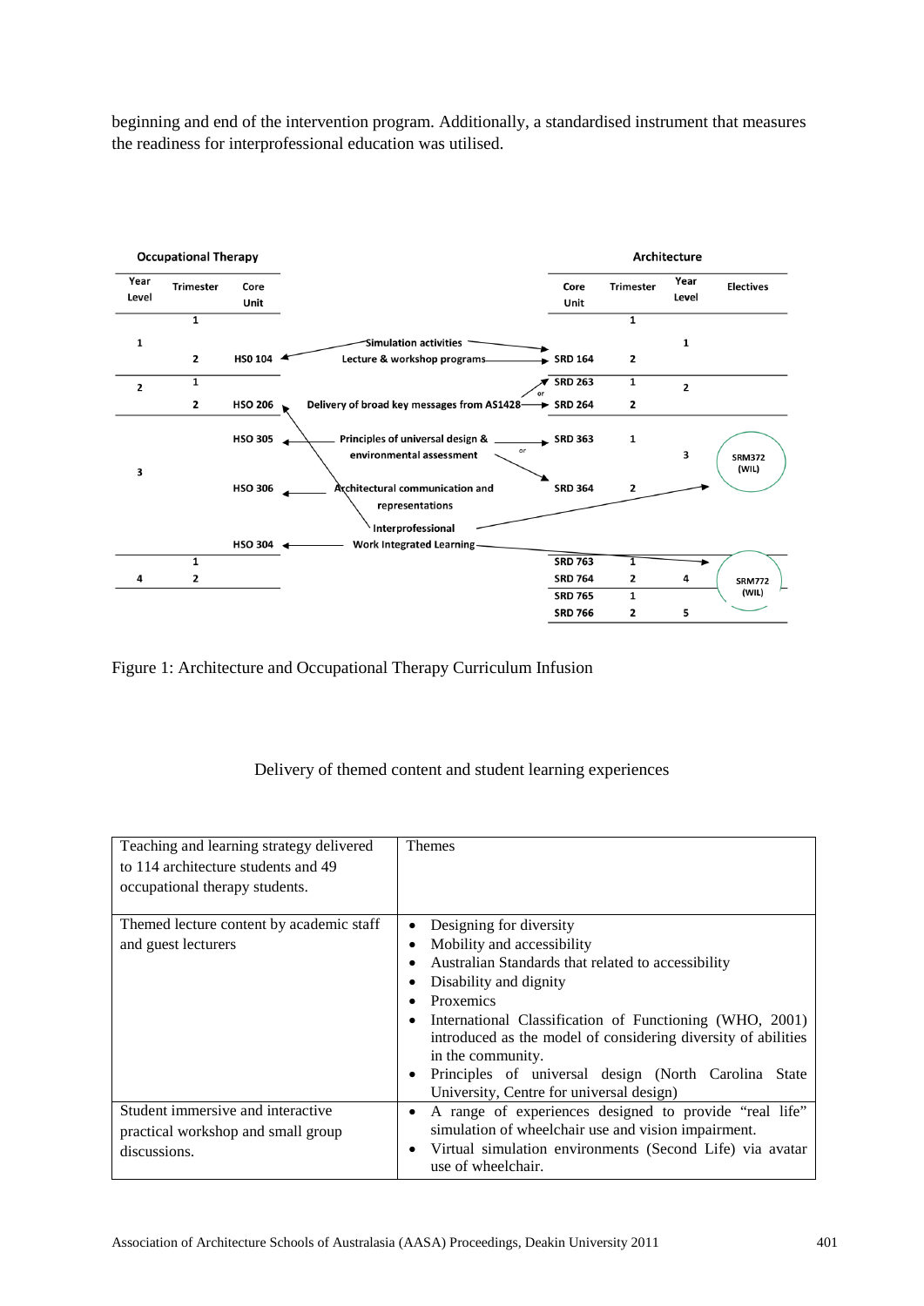beginning and end of the intervention program. Additionally, a standardised instrument that measures the readiness for interprofessional education was utilised.

**Occupational Therapy**

| Year Level | Trimester | Core Unit |
|---|---|---|
| 1 | 1 | |
| | 2 | HSO 104 |
| 2 | 1 | |
| | 2 | HSO 206 |
| 3 | | HSO 305 |
| | | HSO 306 |
| | | HSO 304 |
| 4 | 1 | |
| | 2 | |

Simulation activities

Lecture & workshop programs

Delivery of broad key messages from AS1428

Principles of universal design & environmental assessment

Architectural communication and representations

Interprofessional Work Integrated Learning

**Architecture**

| Core Unit | Trimester | Year Level | Electives |
|---|---|---|---|
| | 1 | 1 | |
| SRD 164 | 2 | | |
| SRD 263 | 1 | 2 | |
| SRD 264 | 2 | | |
| SRD 363 | 1 | 3 | SRM372 (WIL) |
| SRD 364 | 2 | | |
| SRD 763 | 1 | 4 | SRM772 (WIL) |
| SRD 764 | 2 | | |
| SRD 765 | 1 | 5 | |
| SRD 766 | 2 | | |

Figure 1: Architecture and Occupational Therapy Curriculum Infusion

Delivery of themed content and student learning experiences

| Teaching and learning strategy delivered to 114 architecture students and 49 occupational therapy students. | Themes |
|---|---|
| Themed lecture content by academic staff and guest lecturers | • Designing for diversity<br>• Mobility and accessibility<br>• Australian Standards that related to accessibility<br>• Disability and dignity<br>• Proxemics<br>• International Classification of Functioning (WHO, 2001) introduced as the model of considering diversity of abilities in the community.<br>• Principles of universal design (North Carolina State University, Centre for universal design) |
| Student immersive and interactive practical workshop and small group discussions. | • A range of experiences designed to provide "real life" simulation of wheelchair use and vision impairment.<br>• Virtual simulation environments (Second Life) via avatar use of wheelchair. |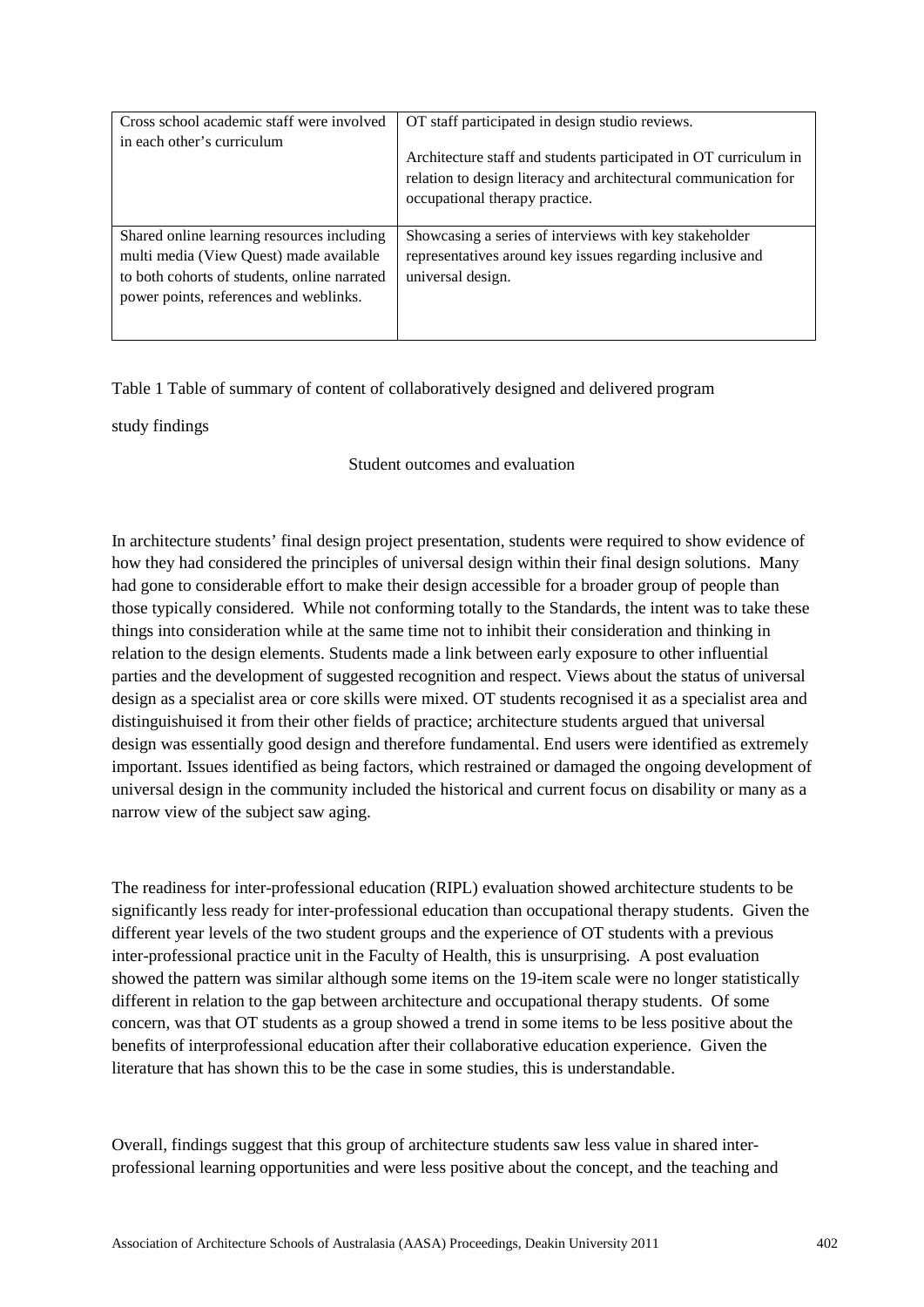| | |
|---|---|
| Cross school academic staff were involved in each other's curriculum | OT staff participated in design studio reviews.<br><br>Architecture staff and students participated in OT curriculum in relation to design literacy and architectural communication for occupational therapy practice. |
| Shared online learning resources including multi media (View Quest) made available to both cohorts of students, online narrated power points, references and weblinks. | Showcasing a series of interviews with key stakeholder representatives around key issues regarding inclusive and universal design. |

Table 1 Table of summary of content of collaboratively designed and delivered program

study findings

Student outcomes and evaluation

In architecture students' final design project presentation, students were required to show evidence of how they had considered the principles of universal design within their final design solutions. Many had gone to considerable effort to make their design accessible for a broader group of people than those typically considered. While not conforming totally to the Standards, the intent was to take these things into consideration while at the same time not to inhibit their consideration and thinking in relation to the design elements. Students made a link between early exposure to other influential parties and the development of suggested recognition and respect. Views about the status of universal design as a specialist area or core skills were mixed. OT students recognised it as a specialist area and distinguishuised it from their other fields of practice; architecture students argued that universal design was essentially good design and therefore fundamental. End users were identified as extremely important. Issues identified as being factors, which restrained or damaged the ongoing development of universal design in the community included the historical and current focus on disability or many as a narrow view of the subject saw aging.

The readiness for inter-professional education (RIPL) evaluation showed architecture students to be significantly less ready for inter-professional education than occupational therapy students. Given the different year levels of the two student groups and the experience of OT students with a previous inter-professional practice unit in the Faculty of Health, this is unsurprising. A post evaluation showed the pattern was similar although some items on the 19-item scale were no longer statistically different in relation to the gap between architecture and occupational therapy students. Of some concern, was that OT students as a group showed a trend in some items to be less positive about the benefits of interprofessional education after their collaborative education experience. Given the literature that has shown this to be the case in some studies, this is understandable.

Overall, findings suggest that this group of architecture students saw less value in shared inter-professional learning opportunities and were less positive about the concept, and the teaching and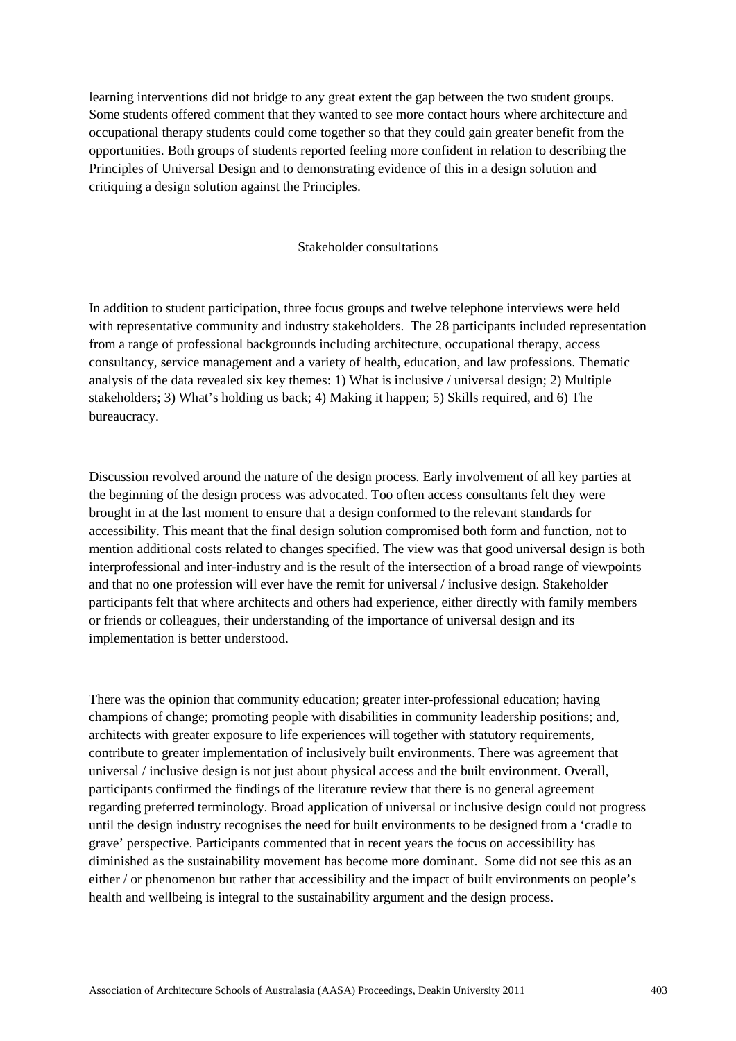learning interventions did not bridge to any great extent the gap between the two student groups. Some students offered comment that they wanted to see more contact hours where architecture and occupational therapy students could come together so that they could gain greater benefit from the opportunities. Both groups of students reported feeling more confident in relation to describing the Principles of Universal Design and to demonstrating evidence of this in a design solution and critiquing a design solution against the Principles.

## Stakeholder consultations

In addition to student participation, three focus groups and twelve telephone interviews were held with representative community and industry stakeholders. The 28 participants included representation from a range of professional backgrounds including architecture, occupational therapy, access consultancy, service management and a variety of health, education, and law professions. Thematic analysis of the data revealed six key themes: 1) What is inclusive / universal design; 2) Multiple stakeholders; 3) What's holding us back; 4) Making it happen; 5) Skills required, and 6) The bureaucracy.

Discussion revolved around the nature of the design process. Early involvement of all key parties at the beginning of the design process was advocated. Too often access consultants felt they were brought in at the last moment to ensure that a design conformed to the relevant standards for accessibility. This meant that the final design solution compromised both form and function, not to mention additional costs related to changes specified. The view was that good universal design is both interprofessional and inter-industry and is the result of the intersection of a broad range of viewpoints and that no one profession will ever have the remit for universal / inclusive design. Stakeholder participants felt that where architects and others had experience, either directly with family members or friends or colleagues, their understanding of the importance of universal design and its implementation is better understood.

There was the opinion that community education; greater inter-professional education; having champions of change; promoting people with disabilities in community leadership positions; and, architects with greater exposure to life experiences will together with statutory requirements, contribute to greater implementation of inclusively built environments. There was agreement that universal / inclusive design is not just about physical access and the built environment. Overall, participants confirmed the findings of the literature review that there is no general agreement regarding preferred terminology. Broad application of universal or inclusive design could not progress until the design industry recognises the need for built environments to be designed from a 'cradle to grave' perspective. Participants commented that in recent years the focus on accessibility has diminished as the sustainability movement has become more dominant. Some did not see this as an either / or phenomenon but rather that accessibility and the impact of built environments on people's health and wellbeing is integral to the sustainability argument and the design process.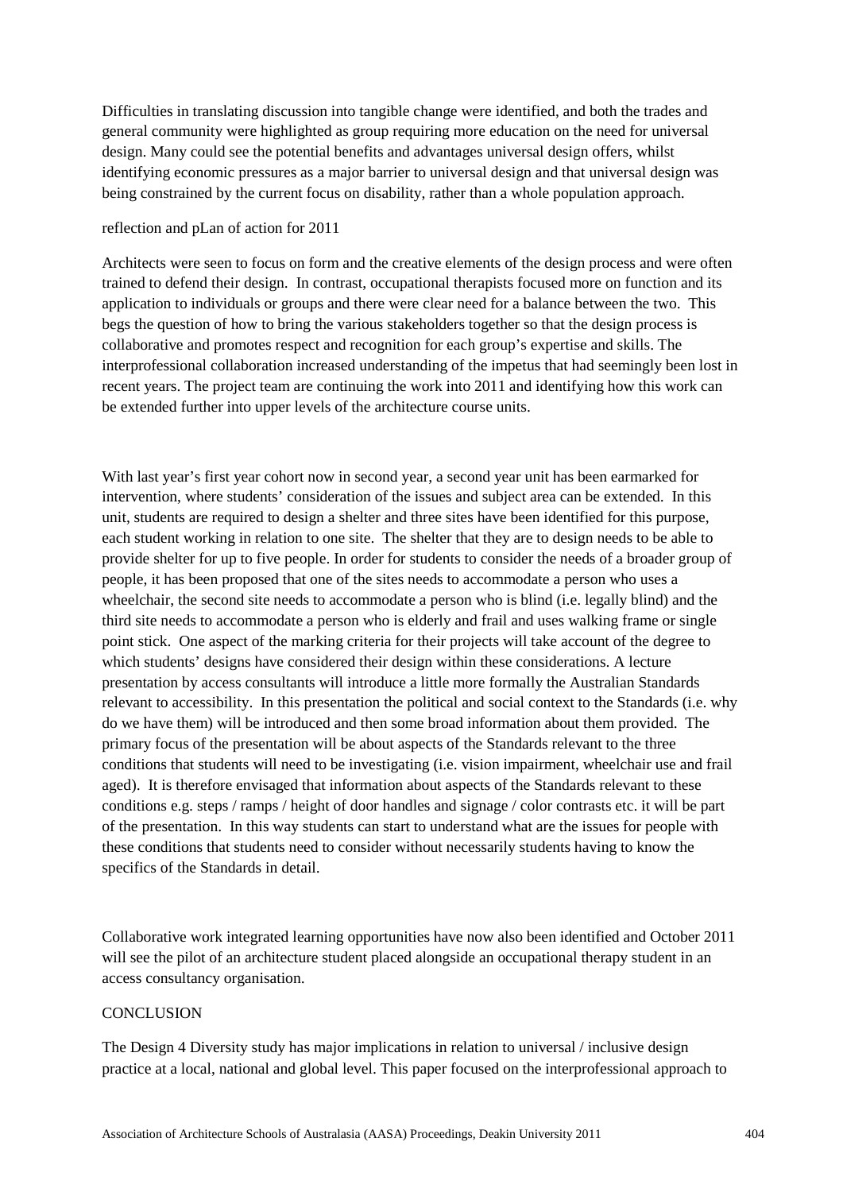Difficulties in translating discussion into tangible change were identified, and both the trades and general community were highlighted as group requiring more education on the need for universal design. Many could see the potential benefits and advantages universal design offers, whilst identifying economic pressures as a major barrier to universal design and that universal design was being constrained by the current focus on disability, rather than a whole population approach.

### reflection and pLan of action for 2011

Architects were seen to focus on form and the creative elements of the design process and were often trained to defend their design. In contrast, occupational therapists focused more on function and its application to individuals or groups and there were clear need for a balance between the two. This begs the question of how to bring the various stakeholders together so that the design process is collaborative and promotes respect and recognition for each group's expertise and skills. The interprofessional collaboration increased understanding of the impetus that had seemingly been lost in recent years. The project team are continuing the work into 2011 and identifying how this work can be extended further into upper levels of the architecture course units.

With last year's first year cohort now in second year, a second year unit has been earmarked for intervention, where students' consideration of the issues and subject area can be extended. In this unit, students are required to design a shelter and three sites have been identified for this purpose, each student working in relation to one site. The shelter that they are to design needs to be able to provide shelter for up to five people. In order for students to consider the needs of a broader group of people, it has been proposed that one of the sites needs to accommodate a person who uses a wheelchair, the second site needs to accommodate a person who is blind (i.e. legally blind) and the third site needs to accommodate a person who is elderly and frail and uses walking frame or single point stick. One aspect of the marking criteria for their projects will take account of the degree to which students' designs have considered their design within these considerations. A lecture presentation by access consultants will introduce a little more formally the Australian Standards relevant to accessibility. In this presentation the political and social context to the Standards (i.e. why do we have them) will be introduced and then some broad information about them provided. The primary focus of the presentation will be about aspects of the Standards relevant to the three conditions that students will need to be investigating (i.e. vision impairment, wheelchair use and frail aged). It is therefore envisaged that information about aspects of the Standards relevant to these conditions e.g. steps / ramps / height of door handles and signage / color contrasts etc. it will be part of the presentation. In this way students can start to understand what are the issues for people with these conditions that students need to consider without necessarily students having to know the specifics of the Standards in detail.

Collaborative work integrated learning opportunities have now also been identified and October 2011 will see the pilot of an architecture student placed alongside an occupational therapy student in an access consultancy organisation.

## CONCLUSION

The Design 4 Diversity study has major implications in relation to universal / inclusive design practice at a local, national and global level. This paper focused on the interprofessional approach to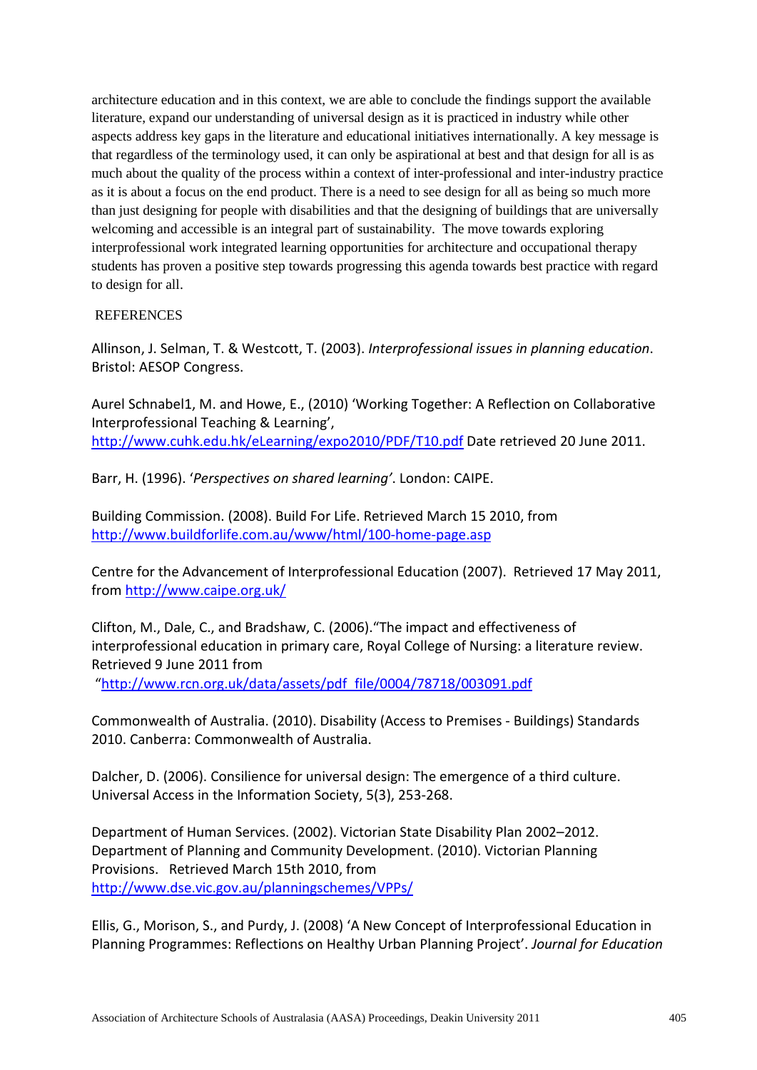architecture education and in this context, we are able to conclude the findings support the available literature, expand our understanding of universal design as it is practiced in industry while other aspects address key gaps in the literature and educational initiatives internationally. A key message is that regardless of the terminology used, it can only be aspirational at best and that design for all is as much about the quality of the process within a context of inter-professional and inter-industry practice as it is about a focus on the end product. There is a need to see design for all as being so much more than just designing for people with disabilities and that the designing of buildings that are universally welcoming and accessible is an integral part of sustainability. The move towards exploring interprofessional work integrated learning opportunities for architecture and occupational therapy students has proven a positive step towards progressing this agenda towards best practice with regard to design for all.

## REFERENCES

Allinson, J. Selman, T. & Westcott, T. (2003). *Interprofessional issues in planning education*. Bristol: AESOP Congress.

Aurel Schnabel1, M. and Howe, E., (2010) 'Working Together: A Reflection on Collaborative Interprofessional Teaching & Learning', http://www.cuhk.edu.hk/eLearning/expo2010/PDF/T10.pdf Date retrieved 20 June 2011.

Barr, H. (1996). '*Perspectives on shared learning'*. London: CAIPE.

Building Commission. (2008). Build For Life. Retrieved March 15 2010, from http://www.buildforlife.com.au/www/html/100-home-page.asp

Centre for the Advancement of Interprofessional Education (2007). Retrieved 17 May 2011, from http://www.caipe.org.uk/

Clifton, M., Dale, C., and Bradshaw, C. (2006)."The impact and effectiveness of interprofessional education in primary care, Royal College of Nursing: a literature review. Retrieved 9 June 2011 from "http://www.rcn.org.uk/data/assets/pdf_file/0004/78718/003091.pdf

Commonwealth of Australia. (2010). Disability (Access to Premises - Buildings) Standards 2010. Canberra: Commonwealth of Australia.

Dalcher, D. (2006). Consilience for universal design: The emergence of a third culture. Universal Access in the Information Society, 5(3), 253-268.

Department of Human Services. (2002). Victorian State Disability Plan 2002–2012. Department of Planning and Community Development. (2010). Victorian Planning Provisions. Retrieved March 15th 2010, from http://www.dse.vic.gov.au/planningschemes/VPPs/

Ellis, G., Morison, S., and Purdy, J. (2008) 'A New Concept of Interprofessional Education in Planning Programmes: Reflections on Healthy Urban Planning Project'. *Journal for Education*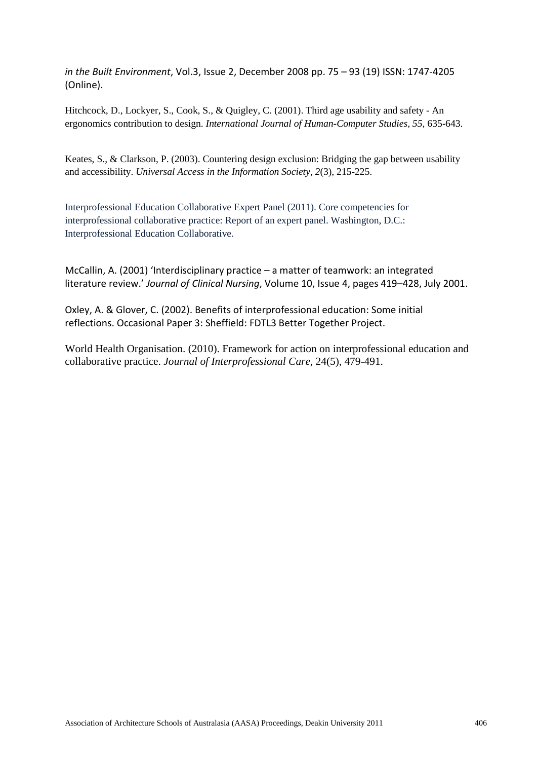*in the Built Environment*, Vol.3, Issue 2, December 2008 pp. 75 – 93 (19) ISSN: 1747-4205 (Online).

Hitchcock, D., Lockyer, S., Cook, S., & Quigley, C. (2001). Third age usability and safety - An ergonomics contribution to design. *International Journal of Human-Computer Studies*, *55*, 635-643.

Keates, S., & Clarkson, P. (2003). Countering design exclusion: Bridging the gap between usability and accessibility. *Universal Access in the Information Society*, *2*(3), 215-225.

Interprofessional Education Collaborative Expert Panel (2011). Core competencies for interprofessional collaborative practice: Report of an expert panel. Washington, D.C.: Interprofessional Education Collaborative.

McCallin, A. (2001) 'Interdisciplinary practice – a matter of teamwork: an integrated literature review.' *Journal of Clinical Nursing*, Volume 10, Issue 4, pages 419–428, July 2001.

Oxley, A. & Glover, C. (2002). Benefits of interprofessional education: Some initial reflections. Occasional Paper 3: Sheffield: FDTL3 Better Together Project.

World Health Organisation. (2010). Framework for action on interprofessional education and collaborative practice. *Journal of Interprofessional Care*, 24(5), 479-491.